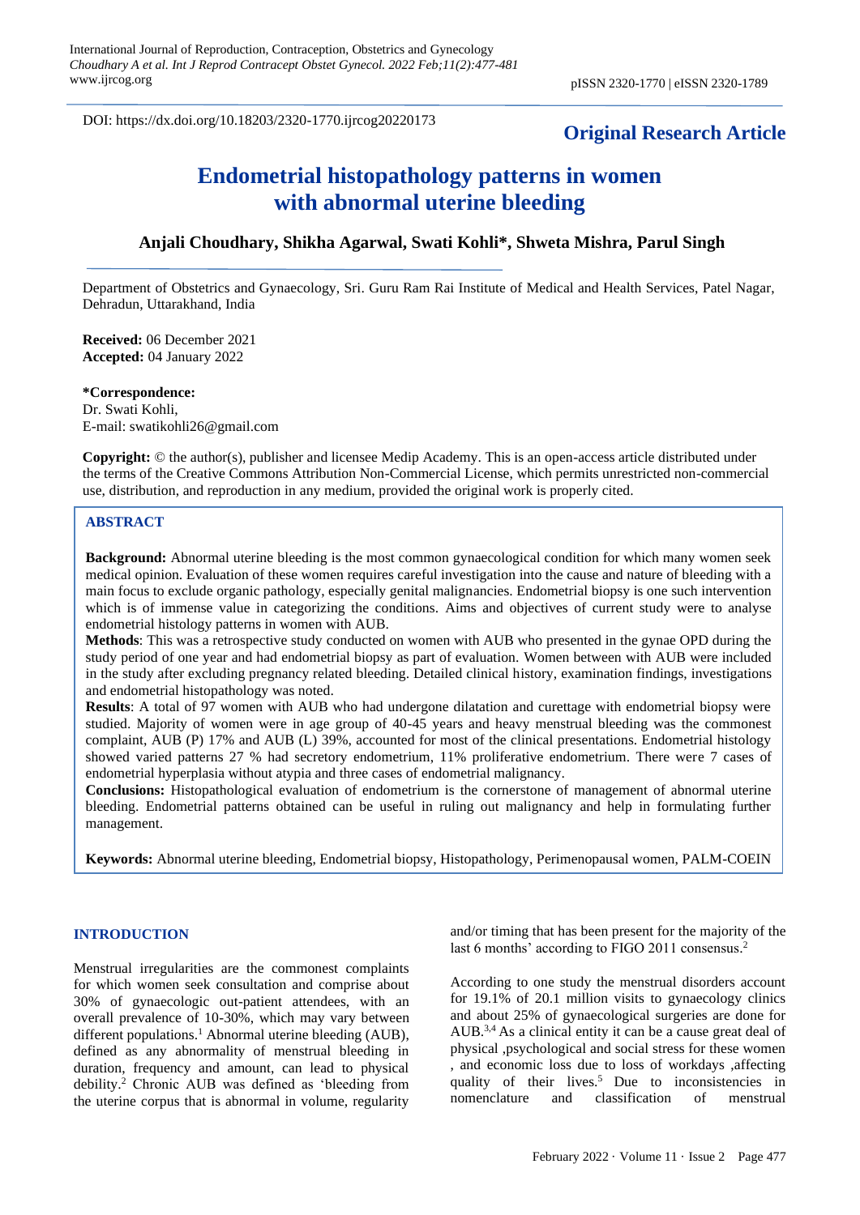DOI: https://dx.doi.org/10.18203/2320-1770.ijrcog20220173

**Original Research Article**

# Endometrial histopathology patterns in women with abnormal uterine bleeding

**Anjali Choudhary, Shikha Agarwal, Swati Kohli*, Shweta Mishra, Parul Singh**

Department of Obstetrics and Gynaecology, Sri. Guru Ram Rai Institute of Medical and Health Services, Patel Nagar, Dehradun, Uttarakhand, India

**Received:** 06 December 2021
**Accepted:** 04 January 2022

***Correspondence:**
Dr. Swati Kohli,
E-mail: swatikohli26@gmail.com

**Copyright:** © the author(s), publisher and licensee Medip Academy. This is an open-access article distributed under the terms of the Creative Commons Attribution Non-Commercial License, which permits unrestricted non-commercial use, distribution, and reproduction in any medium, provided the original work is properly cited.

## ABSTRACT

**Background:** Abnormal uterine bleeding is the most common gynaecological condition for which many women seek medical opinion. Evaluation of these women requires careful investigation into the cause and nature of bleeding with a main focus to exclude organic pathology, especially genital malignancies. Endometrial biopsy is one such intervention which is of immense value in categorizing the conditions. Aims and objectives of current study were to analyse endometrial histology patterns in women with AUB.

**Methods**: This was a retrospective study conducted on women with AUB who presented in the gynae OPD during the study period of one year and had endometrial biopsy as part of evaluation. Women between with AUB were included in the study after excluding pregnancy related bleeding. Detailed clinical history, examination findings, investigations and endometrial histopathology was noted.

**Results**: A total of 97 women with AUB who had undergone dilatation and curettage with endometrial biopsy were studied. Majority of women were in age group of 40-45 years and heavy menstrual bleeding was the commonest complaint, AUB (P) 17% and AUB (L) 39%, accounted for most of the clinical presentations. Endometrial histology showed varied patterns 27 % had secretory endometrium, 11% proliferative endometrium. There were 7 cases of endometrial hyperplasia without atypia and three cases of endometrial malignancy.

**Conclusions:** Histopathological evaluation of endometrium is the cornerstone of management of abnormal uterine bleeding. Endometrial patterns obtained can be useful in ruling out malignancy and help in formulating further management.

**Keywords:** Abnormal uterine bleeding, Endometrial biopsy, Histopathology, Perimenopausal women, PALM-COEIN

## INTRODUCTION

Menstrual irregularities are the commonest complaints for which women seek consultation and comprise about 30% of gynaecologic out-patient attendees, with an overall prevalence of 10-30%, which may vary between different populations.[1] Abnormal uterine bleeding (AUB), defined as any abnormality of menstrual bleeding in duration, frequency and amount, can lead to physical debility.[2] Chronic AUB was defined as 'bleeding from the uterine corpus that is abnormal in volume, regularity and/or timing that has been present for the majority of the last 6 months' according to FIGO 2011 consensus.[2]

According to one study the menstrual disorders account for 19.1% of 20.1 million visits to gynaecology clinics and about 25% of gynaecological surgeries are done for AUB.[3,4] As a clinical entity it can be a cause great deal of physical ,psychological and social stress for these women , and economic loss due to loss of workdays ,affecting quality of their lives.[5] Due to inconsistencies in nomenclature and classification of menstrual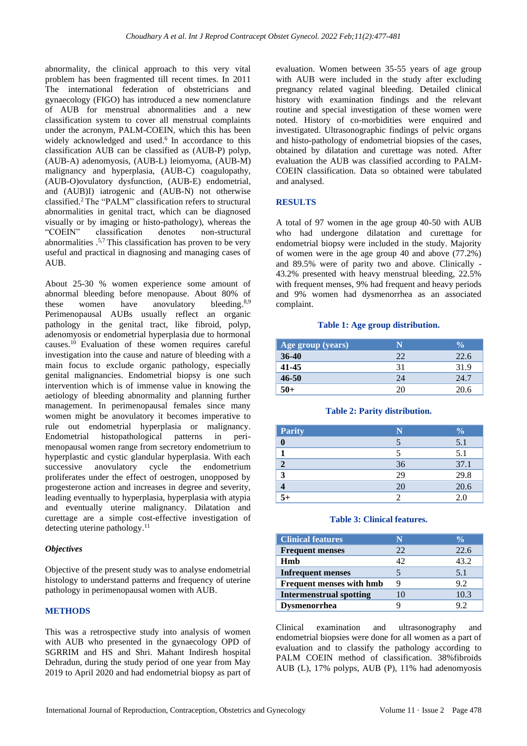abnormality, the clinical approach to this very vital problem has been fragmented till recent times. In 2011 The international federation of obstetricians and gynaecology (FIGO) has introduced a new nomenclature of AUB for menstrual abnormalities and a new classification system to cover all menstrual complaints under the acronym, PALM-COEIN, which this has been widely acknowledged and used.[6] In accordance to this classification AUB can be classified as (AUB-P) polyp, (AUB-A) adenomyosis, (AUB-L) leiomyoma, (AUB-M) malignancy and hyperplasia, (AUB-C) coagulopathy, (AUB-O)ovulatory dysfunction, (AUB-E) endometrial, and (AUB)I) iatrogenic and (AUB-N) not otherwise classified.[2] The "PALM" classification refers to structural abnormalities in genital tract, which can be diagnosed visually or by imaging or histo-pathology), whereas the "COEIN" classification denotes non-structural abnormalities .[5,7] This classification has proven to be very useful and practical in diagnosing and managing cases of AUB.

About 25-30 % women experience some amount of abnormal bleeding before menopause. About 80% of these women have anovulatory bleeding.[8,9] Perimenopausal AUBs usually reflect an organic pathology in the genital tract, like fibroid, polyp, adenomyosis or endometrial hyperplasia due to hormonal causes.[10] Evaluation of these women requires careful investigation into the cause and nature of bleeding with a main focus to exclude organic pathology, especially genital malignancies. Endometrial biopsy is one such intervention which is of immense value in knowing the aetiology of bleeding abnormality and planning further management. In perimenopausal females since many women might be anovulatory it becomes imperative to rule out endometrial hyperplasia or malignancy. Endometrial histopathological patterns in peri-menopausal women range from secretory endometrium to hyperplastic and cystic glandular hyperplasia. With each successive anovulatory cycle the endometrium proliferates under the effect of oestrogen, unopposed by progesterone action and increases in degree and severity, leading eventually to hyperplasia, hyperplasia with atypia and eventually uterine malignancy. Dilatation and curettage are a simple cost-effective investigation of detecting uterine pathology.[11]

### *Objectives*

Objective of the present study was to analyse endometrial histology to understand patterns and frequency of uterine pathology in perimenopausal women with AUB.

## METHODS

This was a retrospective study into analysis of women with AUB who presented in the gynaecology OPD of SGRRIM and HS and Shri. Mahant Indiresh hospital Dehradun, during the study period of one year from May 2019 to April 2020 and had endometrial biopsy as part of evaluation. Women between 35-55 years of age group with AUB were included in the study after excluding pregnancy related vaginal bleeding. Detailed clinical history with examination findings and the relevant routine and special investigation of these women were noted. History of co-morbidities were enquired and investigated. Ultrasonographic findings of pelvic organs and histo-pathology of endometrial biopsies of the cases, obtained by dilatation and curettage was noted. After evaluation the AUB was classified according to PALM-COEIN classification. Data so obtained were tabulated and analysed.

## RESULTS

A total of 97 women in the age group 40-50 with AUB who had undergone dilatation and curettage for endometrial biopsy were included in the study. Majority of women were in the age group 40 and above (77.2%) and 89.5% were of parity two and above. Clinically - 43.2% presented with heavy menstrual bleeding, 22.5% with frequent menses, 9% had frequent and heavy periods and 9% women had dysmenorrhea as an associated complaint.

**Table 1: Age group distribution.**

| Age group (years) | N | % |
|---|---|---|
| **36-40** | 22 | 22.6 |
| **41-45** | 31 | 31.9 |
| **46-50** | 24 | 24.7 |
| **50+** | 20 | 20.6 |

**Table 2: Parity distribution.**

| Parity | N | % |
|---|---|---|
| **0** | 5 | 5.1 |
| **1** | 5 | 5.1 |
| **2** | 36 | 37.1 |
| **3** | 29 | 29.8 |
| **4** | 20 | 20.6 |
| **5+** | 2 | 2.0 |

**Table 3: Clinical features.**

| Clinical features | N | % |
|---|---|---|
| **Frequent menses** | 22 | 22.6 |
| **Hmb** | 42 | 43.2 |
| **Infrequent menses** | 5 | 5.1 |
| **Frequent menses with hmb** | 9 | 9.2 |
| **Intermenstrual spotting** | 10 | 10.3 |
| **Dysmenorrhea** | 9 | 9.2 |

Clinical examination and ultrasonography and endometrial biopsies were done for all women as a part of evaluation and to classify the pathology according to PALM COEIN method of classification. 38%fibroids AUB (L), 17% polyps, AUB (P), 11% had adenomyosis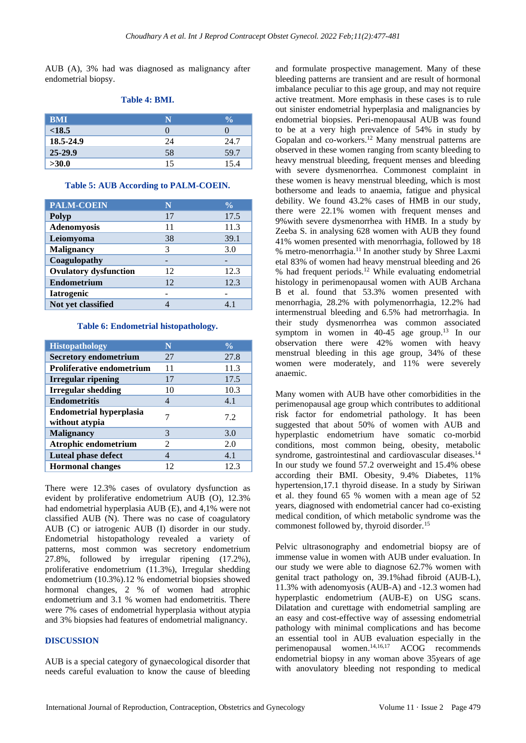AUB (A), 3% had was diagnosed as malignancy after endometrial biopsy.

**Table 4: BMI.**

| BMI | N | % |
|---|---|---|
| <18.5 | 0 | 0 |
| 18.5-24.9 | 24 | 24.7 |
| 25-29.9 | 58 | 59.7 |
| >30.0 | 15 | 15.4 |

**Table 5: AUB According to PALM-COEIN.**

| PALM-COEIN | N | % |
|---|---|---|
| Polyp | 17 | 17.5 |
| Adenomyosis | 11 | 11.3 |
| Leiomyoma | 38 | 39.1 |
| Malignancy | 3 | 3.0 |
| Coagulopathy | - | - |
| Ovulatory dysfunction | 12 | 12.3 |
| Endometrium | 12 | 12.3 |
| Iatrogenic | - | - |
| Not yet classified | 4 | 4.1 |

**Table 6: Endometrial histopathology.**

| Histopathology | N | % |
|---|---|---|
| Secretory endometrium | 27 | 27.8 |
| Proliferative endometrium | 11 | 11.3 |
| Irregular ripening | 17 | 17.5 |
| Irregular shedding | 10 | 10.3 |
| Endometritis | 4 | 4.1 |
| Endometrial hyperplasia without atypia | 7 | 7.2 |
| Malignancy | 3 | 3.0 |
| Atrophic endometrium | 2 | 2.0 |
| Luteal phase defect | 4 | 4.1 |
| Hormonal changes | 12 | 12.3 |

There were 12.3% cases of ovulatory dysfunction as evident by proliferative endometrium AUB (O), 12.3% had endometrial hyperplasia AUB (E), and 4,1% were not classified AUB (N). There was no case of coagulatory AUB (C) or iatrogenic AUB (I) disorder in our study. Endometrial histopathology revealed a variety of patterns, most common was secretory endometrium 27.8%, followed by irregular ripening (17.2%), proliferative endometrium (11.3%), Irregular shedding endometrium (10.3%).12 % endometrial biopsies showed hormonal changes, 2 % of women had atrophic endometrium and 3.1 % women had endometritis. There were 7% cases of endometrial hyperplasia without atypia and 3% biopsies had features of endometrial malignancy.

## DISCUSSION

AUB is a special category of gynaecological disorder that needs careful evaluation to know the cause of bleeding and formulate prospective management. Many of these bleeding patterns are transient and are result of hormonal imbalance peculiar to this age group, and may not require active treatment. More emphasis in these cases is to rule out sinister endometrial hyperplasia and malignancies by endometrial biopsies. Peri-menopausal AUB was found to be at a very high prevalence of 54% in study by Gopalan and co-workers.[12] Many menstrual patterns are observed in these women ranging from scanty bleeding to heavy menstrual bleeding, frequent menses and bleeding with severe dysmenorrhea. Commonest complaint in these women is heavy menstrual bleeding, which is most bothersome and leads to anaemia, fatigue and physical debility. We found 43.2% cases of HMB in our study, there were 22.1% women with frequent menses and 9%with severe dysmenorrhea with HMB. In a study by Zeeba S. in analysing 628 women with AUB they found 41% women presented with menorrhagia, followed by 18 % metro-menorrhagia.[11] In another study by Shree Laxmi etal 83% of women had heavy menstrual bleeding and 26 % had frequent periods.[12] While evaluating endometrial histology in perimenopausal women with AUB Archana B et al. found that 53.3% women presented with menorrhagia, 28.2% with polymenorrhagia, 12.2% had intermenstrual bleeding and 6.5% had metrorrhagia. In their study dysmenorrhea was common associated symptom in women in 40-45 age group.[13] In our observation there were 42% women with heavy menstrual bleeding in this age group, 34% of these women were moderately, and 11% were severely anaemic.

Many women with AUB have other comorbidities in the perimenopausal age group which contributes to additional risk factor for endometrial pathology. It has been suggested that about 50% of women with AUB and hyperplastic endometrium have somatic co-morbid conditions, most common being, obesity, metabolic syndrome, gastrointestinal and cardiovascular diseases.[14] In our study we found 57.2 overweight and 15.4% obese according their BMI. Obesity, 9.4% Diabetes, 11% hypertension,17.1 thyroid disease. In a study by Siriwan et al. they found 65 % women with a mean age of 52 years, diagnosed with endometrial cancer had co-existing medical condition, of which metabolic syndrome was the commonest followed by, thyroid disorder.[15]

Pelvic ultrasonography and endometrial biopsy are of immense value in women with AUB under evaluation. In our study we were able to diagnose 62.7% women with genital tract pathology on, 39.1%had fibroid (AUB-L), 11.3% with adenomyosis (AUB-A) and -12.3 women had hyperplastic endometrium (AUB-E) on USG scans. Dilatation and curettage with endometrial sampling are an easy and cost-effective way of assessing endometrial pathology with minimal complications and has become an essential tool in AUB evaluation especially in the perimenopausal women.[14,16,17] ACOG recommends endometrial biopsy in any woman above 35years of age with anovulatory bleeding not responding to medical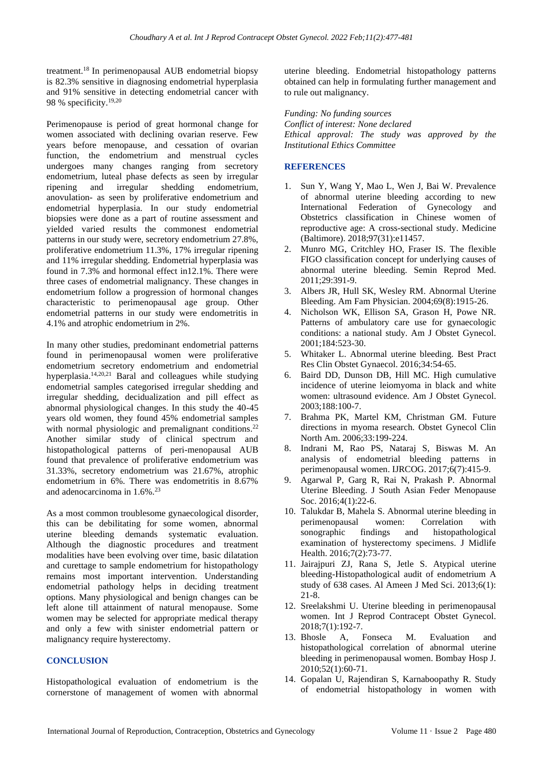treatment.[18] In perimenopausal AUB endometrial biopsy is 82.3% sensitive in diagnosing endometrial hyperplasia and 91% sensitive in detecting endometrial cancer with 98 % specificity.[19,20]

Perimenopause is period of great hormonal change for women associated with declining ovarian reserve. Few years before menopause, and cessation of ovarian function, the endometrium and menstrual cycles undergoes many changes ranging from secretory endometrium, luteal phase defects as seen by irregular ripening and irregular shedding endometrium, anovulation- as seen by proliferative endometrium and endometrial hyperplasia. In our study endometrial biopsies were done as a part of routine assessment and yielded varied results the commonest endometrial patterns in our study were, secretory endometrium 27.8%, proliferative endometrium 11.3%, 17% irregular ripening and 11% irregular shedding. Endometrial hyperplasia was found in 7.3% and hormonal effect in12.1%. There were three cases of endometrial malignancy. These changes in endometrium follow a progression of hormonal changes characteristic to perimenopausal age group. Other endometrial patterns in our study were endometritis in 4.1% and atrophic endometrium in 2%.

In many other studies, predominant endometrial patterns found in perimenopausal women were proliferative endometrium secretory endometrium and endometrial hyperplasia.[14,20,21] Baral and colleagues while studying endometrial samples categorised irregular shedding and irregular shedding, decidualization and pill effect as abnormal physiological changes. In this study the 40-45 years old women, they found 45% endometrial samples with normal physiologic and premalignant conditions.[22] Another similar study of clinical spectrum and histopathological patterns of peri-menopausal AUB found that prevalence of proliferative endometrium was 31.33%, secretory endometrium was 21.67%, atrophic endometrium in 6%. There was endometritis in 8.67% and adenocarcinoma in 1.6%.[23]

As a most common troublesome gynaecological disorder, this can be debilitating for some women, abnormal uterine bleeding demands systematic evaluation. Although the diagnostic procedures and treatment modalities have been evolving over time, basic dilatation and curettage to sample endometrium for histopathology remains most important intervention. Understanding endometrial pathology helps in deciding treatment options. Many physiological and benign changes can be left alone till attainment of natural menopause. Some women may be selected for appropriate medical therapy and only a few with sinister endometrial pattern or malignancy require hysterectomy.

## CONCLUSION

Histopathological evaluation of endometrium is the cornerstone of management of women with abnormal uterine bleeding. Endometrial histopathology patterns obtained can help in formulating further management and to rule out malignancy.

*Funding: No funding sources*
*Conflict of interest: None declared*
*Ethical approval: The study was approved by the Institutional Ethics Committee*

## REFERENCES

1. Sun Y, Wang Y, Mao L, Wen J, Bai W. Prevalence of abnormal uterine bleeding according to new International Federation of Gynecology and Obstetrics classification in Chinese women of reproductive age: A cross-sectional study. Medicine (Baltimore). 2018;97(31):e11457.
2. Munro MG, Critchley HO, Fraser IS. The flexible FIGO classification concept for underlying causes of abnormal uterine bleeding. Semin Reprod Med. 2011;29:391-9.
3. Albers JR, Hull SK, Wesley RM. Abnormal Uterine Bleeding. Am Fam Physician. 2004;69(8):1915-26.
4. Nicholson WK, Ellison SA, Grason H, Powe NR. Patterns of ambulatory care use for gynaecologic conditions: a national study. Am J Obstet Gynecol. 2001;184:523-30.
5. Whitaker L. Abnormal uterine bleeding. Best Pract Res Clin Obstet Gynaecol. 2016;34:54-65.
6. Baird DD, Dunson DB, Hill MC. High cumulative incidence of uterine leiomyoma in black and white women: ultrasound evidence. Am J Obstet Gynecol. 2003;188:100-7.
7. Brahma PK, Martel KM, Christman GM. Future directions in myoma research. Obstet Gynecol Clin North Am. 2006;33:199-224.
8. Indrani M, Rao PS, Nataraj S, Biswas M. An analysis of endometrial bleeding patterns in perimenopausal women. IJRCOG. 2017;6(7):415-9.
9. Agarwal P, Garg R, Rai N, Prakash P. Abnormal Uterine Bleeding. J South Asian Feder Menopause Soc. 2016;4(1):22-6.
10. Talukdar B, Mahela S. Abnormal uterine bleeding in perimenopausal women: Correlation with sonographic findings and histopathological examination of hysterectomy specimens. J Midlife Health. 2016;7(2):73-77.
11. Jairajpuri ZJ, Rana S, Jetle S. Atypical uterine bleeding-Histopathological audit of endometrium A study of 638 cases. Al Ameen J Med Sci. 2013;6(1): 21-8.
12. Sreelakshmi U. Uterine bleeding in perimenopausal women. Int J Reprod Contracept Obstet Gynecol. 2018;7(1):192-7.
13. Bhosle A, Fonseca M. Evaluation and histopathological correlation of abnormal uterine bleeding in perimenopausal women. Bombay Hosp J. 2010;52(1):60-71.
14. Gopalan U, Rajendiran S, Karnaboopathy R. Study of endometrial histopathology in women with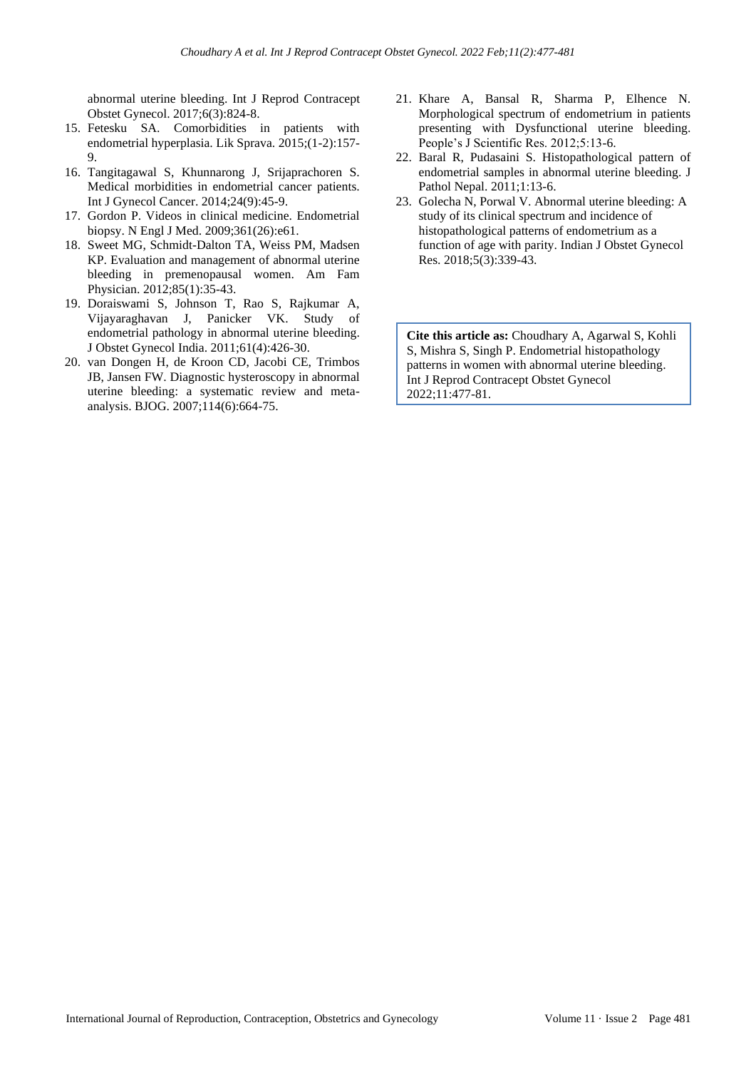abnormal uterine bleeding. Int J Reprod Contracept Obstet Gynecol. 2017;6(3):824-8.

15. Fetesku SA. Comorbidities in patients with endometrial hyperplasia. Lik Sprava. 2015;(1-2):157-9.
16. Tangitagawal S, Khunnarong J, Srijaprachoren S. Medical morbidities in endometrial cancer patients. Int J Gynecol Cancer. 2014;24(9):45-9.
17. Gordon P. Videos in clinical medicine. Endometrial biopsy. N Engl J Med. 2009;361(26):e61.
18. Sweet MG, Schmidt-Dalton TA, Weiss PM, Madsen KP. Evaluation and management of abnormal uterine bleeding in premenopausal women. Am Fam Physician. 2012;85(1):35-43.
19. Doraiswami S, Johnson T, Rao S, Rajkumar A, Vijayaraghavan J, Panicker VK. Study of endometrial pathology in abnormal uterine bleeding. J Obstet Gynecol India. 2011;61(4):426-30.
20. van Dongen H, de Kroon CD, Jacobi CE, Trimbos JB, Jansen FW. Diagnostic hysteroscopy in abnormal uterine bleeding: a systematic review and meta-analysis. BJOG. 2007;114(6):664-75.
21. Khare A, Bansal R, Sharma P, Elhence N. Morphological spectrum of endometrium in patients presenting with Dysfunctional uterine bleeding. People's J Scientific Res. 2012;5:13-6.
22. Baral R, Pudasaini S. Histopathological pattern of endometrial samples in abnormal uterine bleeding. J Pathol Nepal. 2011;1:13-6.
23. Golecha N, Porwal V. Abnormal uterine bleeding: A study of its clinical spectrum and incidence of histopathological patterns of endometrium as a function of age with parity. Indian J Obstet Gynecol Res. 2018;5(3):339-43.

**Cite this article as:** Choudhary A, Agarwal S, Kohli S, Mishra S, Singh P. Endometrial histopathology patterns in women with abnormal uterine bleeding. Int J Reprod Contracept Obstet Gynecol 2022;11:477-81.